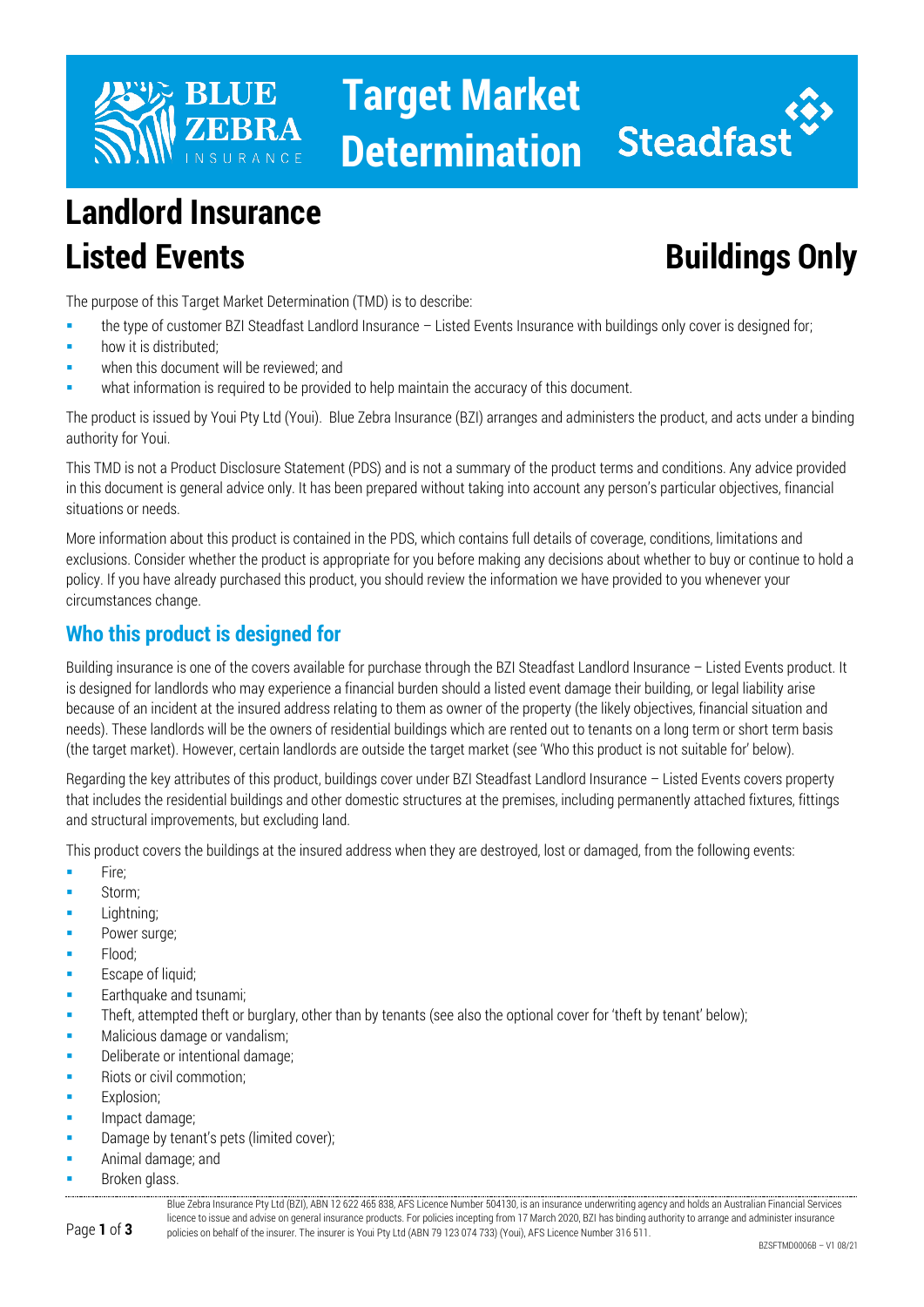# Target Market Determination

# Landlord Insurance Listed Events

## Buildings Only

The purpose of this Target Market Determination (TMD) is to describe:

- the type of customer BZI Steadfast Landlord Insurance – Listed Events Insurance with buildings only cover is designed for;
- how it is distributed;
- when this document will be reviewed; and
- what information is required to be provided to help maintain the accuracy of this document.

The product is issued by Youi Pty Ltd (Youi). Blue Zebra Insurance (BZI) arranges and administers the product, and acts under a binding authority for Youi.

This TMD is not a Product Disclosure Statement (PDS) and is not a summary of the product terms and conditions. Any advice provided in this document is general advice only. It has been prepared without taking into account any person's particular objectives, financial situations or needs.

More information about this product is contained in the PDS, which contains full details of coverage, conditions, limitations and exclusions. Consider whether the product is appropriate for you before making any decisions about whether to buy or continue to hold a policy. If you have already purchased this product, you should review the information we have provided to you whenever your circumstances change.

## Who this product is designed for

Building insurance is one of the covers available for purchase through the BZI Steadfast Landlord Insurance – Listed Events product. It is designed for landlords who may experience a financial burden should a listed event damage their building, or legal liability arise because of an incident at the insured address relating to them as owner of the property (the likely objectives, financial situation and needs). These landlords will be the owners of residential buildings which are rented out to tenants on a long term or short term basis (the target market). However, certain landlords are outside the target market (see 'Who this product is not suitable for' below).

Regarding the key attributes of this product, buildings cover under BZI Steadfast Landlord Insurance – Listed Events covers property that includes the residential buildings and other domestic structures at the premises, including permanently attached fixtures, fittings and structural improvements, but excluding land.

This product covers the buildings at the insured address when they are destroyed, lost or damaged, from the following events:

- Fire;
- Storm;
- Lightning;
- Power surge;
- Flood;
- Escape of liquid;
- Earthquake and tsunami;
- Theft, attempted theft or burglary, other than by tenants (see also the optional cover for 'theft by tenant' below);
- Malicious damage or vandalism;
- Deliberate or intentional damage;
- Riots or civil commotion;
- Explosion;
- Impact damage;
- Damage by tenant's pets (limited cover);
- Animal damage; and
- Broken glass.

Blue Zebra Insurance Pty Ltd (BZI), ABN 12 622 465 838, AFS Licence Number 504130, is an insurance underwriting agency and holds an Australian Financial Services licence to issue and advise on general insurance products. For policies incepting from 17 March 2020, BZI has binding authority to arrange and administer insurance policies on behalf of the insurer. The insurer is Youi Pty Ltd (ABN 79 123 074 733) (Youi), AFS Licence Number 316 511.

BZSFTMD0006B – V1 08/21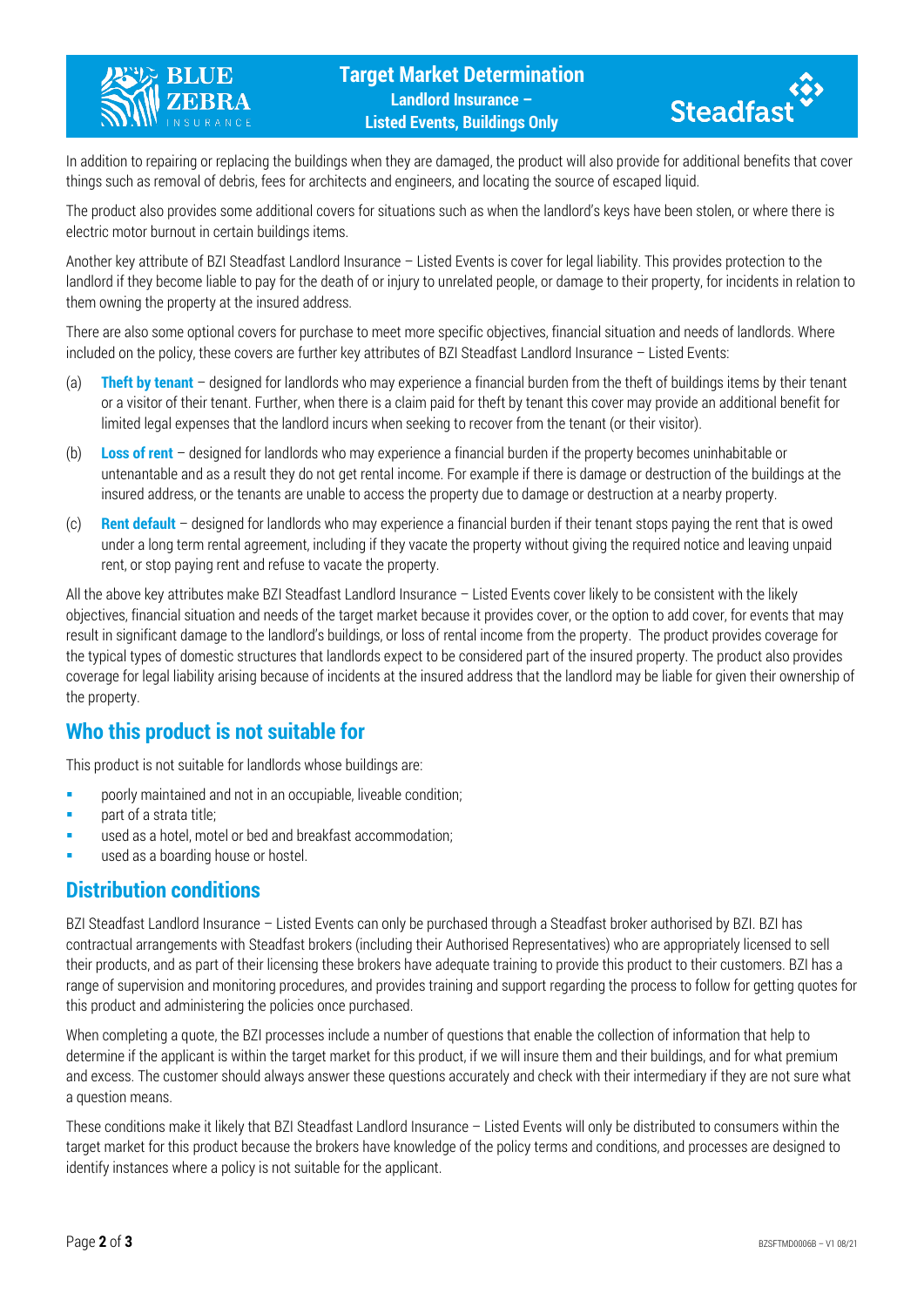In addition to repairing or replacing the buildings when they are damaged, the product will also provide for additional benefits that cover things such as removal of debris, fees for architects and engineers, and locating the source of escaped liquid.

The product also provides some additional covers for situations such as when the landlord's keys have been stolen, or where there is electric motor burnout in certain buildings items.

Another key attribute of BZI Steadfast Landlord Insurance – Listed Events is cover for legal liability. This provides protection to the landlord if they become liable to pay for the death of or injury to unrelated people, or damage to their property, for incidents in relation to them owning the property at the insured address.

There are also some optional covers for purchase to meet more specific objectives, financial situation and needs of landlords. Where included on the policy, these covers are further key attributes of BZI Steadfast Landlord Insurance – Listed Events:

(a) **Theft by tenant** – designed for landlords who may experience a financial burden from the theft of buildings items by their tenant or a visitor of their tenant. Further, when there is a claim paid for theft by tenant this cover may provide an additional benefit for limited legal expenses that the landlord incurs when seeking to recover from the tenant (or their visitor).

(b) **Loss of rent** – designed for landlords who may experience a financial burden if the property becomes uninhabitable or untenantable and as a result they do not get rental income. For example if there is damage or destruction of the buildings at the insured address, or the tenants are unable to access the property due to damage or destruction at a nearby property.

(c) **Rent default** – designed for landlords who may experience a financial burden if their tenant stops paying the rent that is owed under a long term rental agreement, including if they vacate the property without giving the required notice and leaving unpaid rent, or stop paying rent and refuse to vacate the property.

All the above key attributes make BZI Steadfast Landlord Insurance – Listed Events cover likely to be consistent with the likely objectives, financial situation and needs of the target market because it provides cover, or the option to add cover, for events that may result in significant damage to the landlord's buildings, or loss of rental income from the property. The product provides coverage for the typical types of domestic structures that landlords expect to be considered part of the insured property. The product also provides coverage for legal liability arising because of incidents at the insured address that the landlord may be liable for given their ownership of the property.

## Who this product is not suitable for

This product is not suitable for landlords whose buildings are:

- poorly maintained and not in an occupiable, liveable condition;
- part of a strata title;
- used as a hotel, motel or bed and breakfast accommodation;
- used as a boarding house or hostel.

## Distribution conditions

BZI Steadfast Landlord Insurance – Listed Events can only be purchased through a Steadfast broker authorised by BZI. BZI has contractual arrangements with Steadfast brokers (including their Authorised Representatives) who are appropriately licensed to sell their products, and as part of their licensing these brokers have adequate training to provide this product to their customers. BZI has a range of supervision and monitoring procedures, and provides training and support regarding the process to follow for getting quotes for this product and administering the policies once purchased.

When completing a quote, the BZI processes include a number of questions that enable the collection of information that help to determine if the applicant is within the target market for this product, if we will insure them and their buildings, and for what premium and excess. The customer should always answer these questions accurately and check with their intermediary if they are not sure what a question means.

These conditions make it likely that BZI Steadfast Landlord Insurance – Listed Events will only be distributed to consumers within the target market for this product because the brokers have knowledge of the policy terms and conditions, and processes are designed to identify instances where a policy is not suitable for the applicant.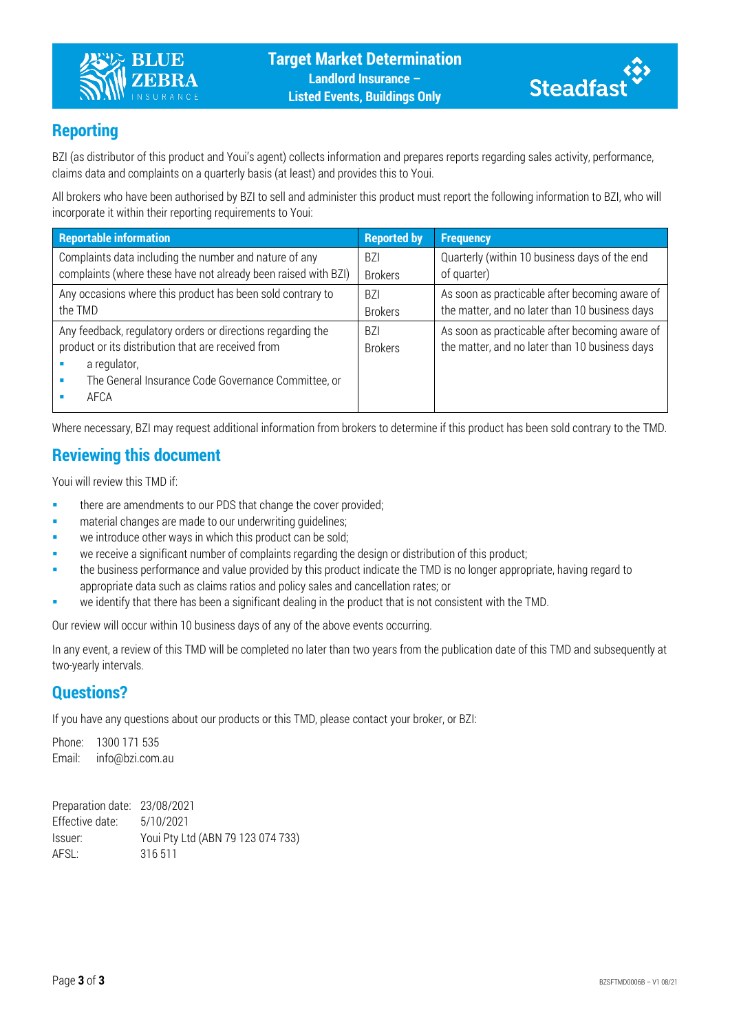## Reporting

BZI (as distributor of this product and Youi's agent) collects information and prepares reports regarding sales activity, performance, claims data and complaints on a quarterly basis (at least) and provides this to Youi.

All brokers who have been authorised by BZI to sell and administer this product must report the following information to BZI, who will incorporate it within their reporting requirements to Youi:

| Reportable information | Reported by | Frequency |
|---|---|---|
| Complaints data including the number and nature of any complaints (where these have not already been raised with BZI) | BZI Brokers | Quarterly (within 10 business days of the end of quarter) |
| Any occasions where this product has been sold contrary to the TMD | BZI Brokers | As soon as practicable after becoming aware of the matter, and no later than 10 business days |
| Any feedback, regulatory orders or directions regarding the product or its distribution that are received from<br>▪ a regulator,<br>▪ The General Insurance Code Governance Committee, or<br>▪ AFCA | BZI Brokers | As soon as practicable after becoming aware of the matter, and no later than 10 business days |

Where necessary, BZI may request additional information from brokers to determine if this product has been sold contrary to the TMD.

## Reviewing this document

Youi will review this TMD if:

- there are amendments to our PDS that change the cover provided;
- material changes are made to our underwriting guidelines;
- we introduce other ways in which this product can be sold;
- we receive a significant number of complaints regarding the design or distribution of this product;
- the business performance and value provided by this product indicate the TMD is no longer appropriate, having regard to appropriate data such as claims ratios and policy sales and cancellation rates; or
- we identify that there has been a significant dealing in the product that is not consistent with the TMD.

Our review will occur within 10 business days of any of the above events occurring.

In any event, a review of this TMD will be completed no later than two years from the publication date of this TMD and subsequently at two-yearly intervals.

## Questions?

If you have any questions about our products or this TMD, please contact your broker, or BZI:

Phone: 1300 171 535
Email: info@bzi.com.au

Preparation date: 23/08/2021
Effective date: 5/10/2021
Issuer: Youi Pty Ltd (ABN 79 123 074 733)
AFSL: 316 511